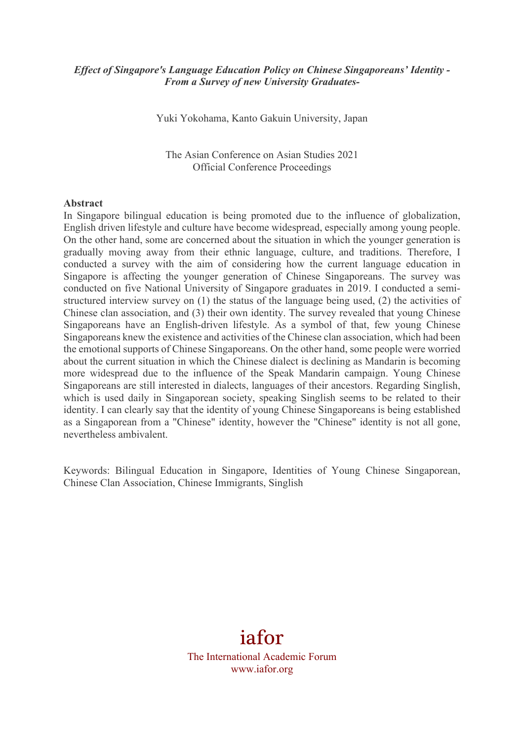***Effect of Singapore's Language Education Policy on Chinese Singaporeans' Identity - From a Survey of new University Graduates-***

Yuki Yokohama, Kanto Gakuin University, Japan

The Asian Conference on Asian Studies 2021
Official Conference Proceedings

**Abstract**

In Singapore bilingual education is being promoted due to the influence of globalization, English driven lifestyle and culture have become widespread, especially among young people. On the other hand, some are concerned about the situation in which the younger generation is gradually moving away from their ethnic language, culture, and traditions. Therefore, I conducted a survey with the aim of considering how the current language education in Singapore is affecting the younger generation of Chinese Singaporeans. The survey was conducted on five National University of Singapore graduates in 2019. I conducted a semi-structured interview survey on (1) the status of the language being used, (2) the activities of Chinese clan association, and (3) their own identity. The survey revealed that young Chinese Singaporeans have an English-driven lifestyle. As a symbol of that, few young Chinese Singaporeans knew the existence and activities of the Chinese clan association, which had been the emotional supports of Chinese Singaporeans. On the other hand, some people were worried about the current situation in which the Chinese dialect is declining as Mandarin is becoming more widespread due to the influence of the Speak Mandarin campaign. Young Chinese Singaporeans are still interested in dialects, languages of their ancestors. Regarding Singlish, which is used daily in Singaporean society, speaking Singlish seems to be related to their identity. I can clearly say that the identity of young Chinese Singaporeans is being established as a Singaporean from a "Chinese" identity, however the "Chinese" identity is not all gone, nevertheless ambivalent.

Keywords: Bilingual Education in Singapore, Identities of Young Chinese Singaporean, Chinese Clan Association, Chinese Immigrants, Singlish

iafor
The International Academic Forum
www.iafor.org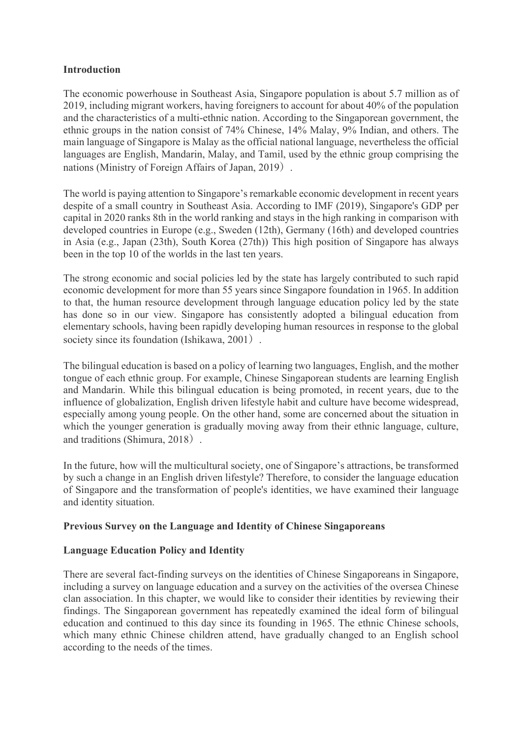## Introduction

The economic powerhouse in Southeast Asia, Singapore population is about 5.7 million as of 2019, including migrant workers, having foreigners to account for about 40% of the population and the characteristics of a multi-ethnic nation. According to the Singaporean government, the ethnic groups in the nation consist of 74% Chinese, 14% Malay, 9% Indian, and others. The main language of Singapore is Malay as the official national language, nevertheless the official languages are English, Mandarin, Malay, and Tamil, used by the ethnic group comprising the nations (Ministry of Foreign Affairs of Japan, 2019）.

The world is paying attention to Singapore's remarkable economic development in recent years despite of a small country in Southeast Asia. According to IMF (2019), Singapore's GDP per capital in 2020 ranks 8th in the world ranking and stays in the high ranking in comparison with developed countries in Europe (e.g., Sweden (12th), Germany (16th) and developed countries in Asia (e.g., Japan (23th), South Korea (27th)) This high position of Singapore has always been in the top 10 of the worlds in the last ten years.

The strong economic and social policies led by the state has largely contributed to such rapid economic development for more than 55 years since Singapore foundation in 1965. In addition to that, the human resource development through language education policy led by the state has done so in our view. Singapore has consistently adopted a bilingual education from elementary schools, having been rapidly developing human resources in response to the global society since its foundation (Ishikawa, 2001）.

The bilingual education is based on a policy of learning two languages, English, and the mother tongue of each ethnic group. For example, Chinese Singaporean students are learning English and Mandarin. While this bilingual education is being promoted, in recent years, due to the influence of globalization, English driven lifestyle habit and culture have become widespread, especially among young people. On the other hand, some are concerned about the situation in which the younger generation is gradually moving away from their ethnic language, culture, and traditions (Shimura, 2018）.

In the future, how will the multicultural society, one of Singapore's attractions, be transformed by such a change in an English driven lifestyle? Therefore, to consider the language education of Singapore and the transformation of people's identities, we have examined their language and identity situation.

## Previous Survey on the Language and Identity of Chinese Singaporeans

### Language Education Policy and Identity

There are several fact-finding surveys on the identities of Chinese Singaporeans in Singapore, including a survey on language education and a survey on the activities of the oversea Chinese clan association. In this chapter, we would like to consider their identities by reviewing their findings. The Singaporean government has repeatedly examined the ideal form of bilingual education and continued to this day since its founding in 1965. The ethnic Chinese schools, which many ethnic Chinese children attend, have gradually changed to an English school according to the needs of the times.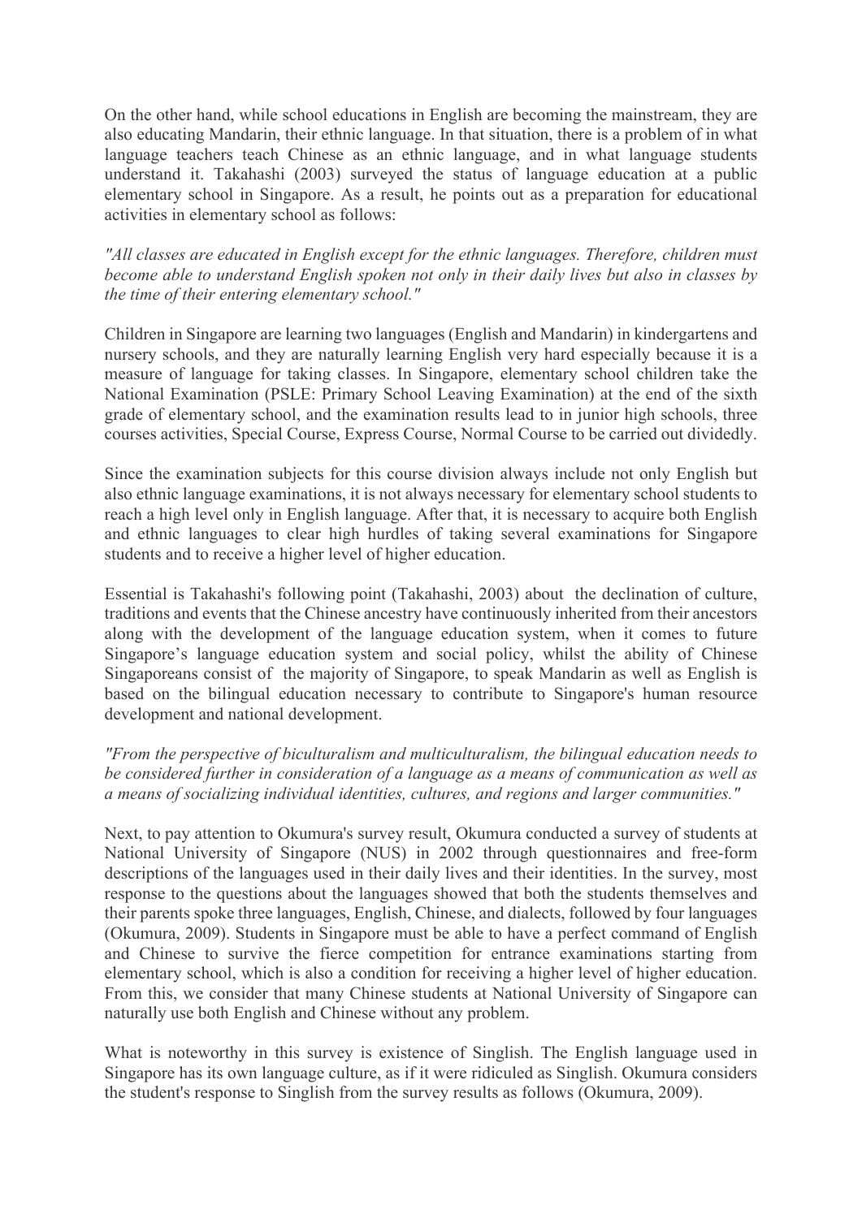On the other hand, while school educations in English are becoming the mainstream, they are also educating Mandarin, their ethnic language. In that situation, there is a problem of in what language teachers teach Chinese as an ethnic language, and in what language students understand it. Takahashi (2003) surveyed the status of language education at a public elementary school in Singapore. As a result, he points out as a preparation for educational activities in elementary school as follows:

*"All classes are educated in English except for the ethnic languages. Therefore, children must become able to understand English spoken not only in their daily lives but also in classes by the time of their entering elementary school."*

Children in Singapore are learning two languages (English and Mandarin) in kindergartens and nursery schools, and they are naturally learning English very hard especially because it is a measure of language for taking classes. In Singapore, elementary school children take the National Examination (PSLE: Primary School Leaving Examination) at the end of the sixth grade of elementary school, and the examination results lead to in junior high schools, three courses activities, Special Course, Express Course, Normal Course to be carried out dividedly.

Since the examination subjects for this course division always include not only English but also ethnic language examinations, it is not always necessary for elementary school students to reach a high level only in English language. After that, it is necessary to acquire both English and ethnic languages to clear high hurdles of taking several examinations for Singapore students and to receive a higher level of higher education.

Essential is Takahashi's following point (Takahashi, 2003) about the declination of culture, traditions and events that the Chinese ancestry have continuously inherited from their ancestors along with the development of the language education system, when it comes to future Singapore's language education system and social policy, whilst the ability of Chinese Singaporeans consist of the majority of Singapore, to speak Mandarin as well as English is based on the bilingual education necessary to contribute to Singapore's human resource development and national development.

*"From the perspective of biculturalism and multiculturalism, the bilingual education needs to be considered further in consideration of a language as a means of communication as well as a means of socializing individual identities, cultures, and regions and larger communities."*

Next, to pay attention to Okumura's survey result, Okumura conducted a survey of students at National University of Singapore (NUS) in 2002 through questionnaires and free-form descriptions of the languages used in their daily lives and their identities. In the survey, most response to the questions about the languages showed that both the students themselves and their parents spoke three languages, English, Chinese, and dialects, followed by four languages (Okumura, 2009). Students in Singapore must be able to have a perfect command of English and Chinese to survive the fierce competition for entrance examinations starting from elementary school, which is also a condition for receiving a higher level of higher education. From this, we consider that many Chinese students at National University of Singapore can naturally use both English and Chinese without any problem.

What is noteworthy in this survey is existence of Singlish. The English language used in Singapore has its own language culture, as if it were ridiculed as Singlish. Okumura considers the student's response to Singlish from the survey results as follows (Okumura, 2009).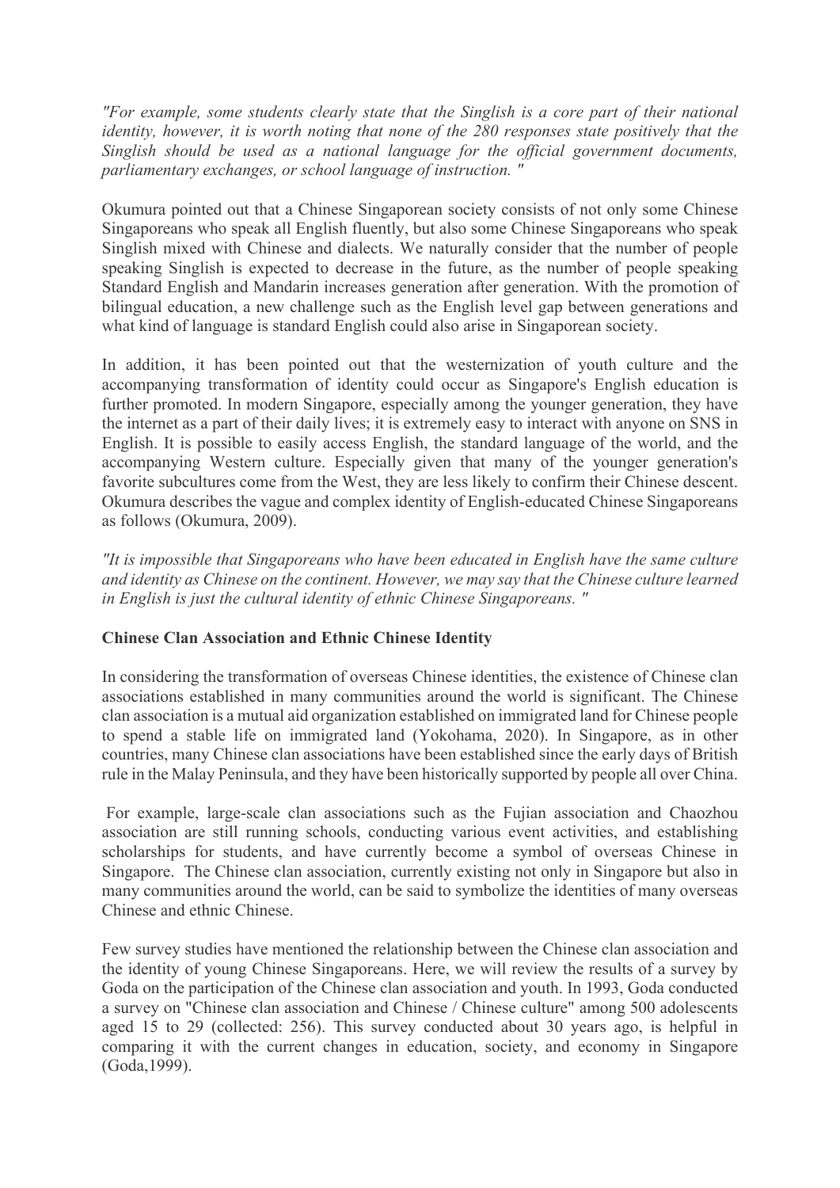*"For example, some students clearly state that the Singlish is a core part of their national identity, however, it is worth noting that none of the 280 responses state positively that the Singlish should be used as a national language for the official government documents, parliamentary exchanges, or school language of instruction. "*

Okumura pointed out that a Chinese Singaporean society consists of not only some Chinese Singaporeans who speak all English fluently, but also some Chinese Singaporeans who speak Singlish mixed with Chinese and dialects. We naturally consider that the number of people speaking Singlish is expected to decrease in the future, as the number of people speaking Standard English and Mandarin increases generation after generation. With the promotion of bilingual education, a new challenge such as the English level gap between generations and what kind of language is standard English could also arise in Singaporean society.

In addition, it has been pointed out that the westernization of youth culture and the accompanying transformation of identity could occur as Singapore's English education is further promoted. In modern Singapore, especially among the younger generation, they have the internet as a part of their daily lives; it is extremely easy to interact with anyone on SNS in English. It is possible to easily access English, the standard language of the world, and the accompanying Western culture. Especially given that many of the younger generation's favorite subcultures come from the West, they are less likely to confirm their Chinese descent. Okumura describes the vague and complex identity of English-educated Chinese Singaporeans as follows (Okumura, 2009).

*"It is impossible that Singaporeans who have been educated in English have the same culture and identity as Chinese on the continent. However, we may say that the Chinese culture learned in English is just the cultural identity of ethnic Chinese Singaporeans. "*

**Chinese Clan Association and Ethnic Chinese Identity**

In considering the transformation of overseas Chinese identities, the existence of Chinese clan associations established in many communities around the world is significant. The Chinese clan association is a mutual aid organization established on immigrated land for Chinese people to spend a stable life on immigrated land (Yokohama, 2020). In Singapore, as in other countries, many Chinese clan associations have been established since the early days of British rule in the Malay Peninsula, and they have been historically supported by people all over China.

For example, large-scale clan associations such as the Fujian association and Chaozhou association are still running schools, conducting various event activities, and establishing scholarships for students, and have currently become a symbol of overseas Chinese in Singapore. The Chinese clan association, currently existing not only in Singapore but also in many communities around the world, can be said to symbolize the identities of many overseas Chinese and ethnic Chinese.

Few survey studies have mentioned the relationship between the Chinese clan association and the identity of young Chinese Singaporeans. Here, we will review the results of a survey by Goda on the participation of the Chinese clan association and youth. In 1993, Goda conducted a survey on "Chinese clan association and Chinese / Chinese culture" among 500 adolescents aged 15 to 29 (collected: 256). This survey conducted about 30 years ago, is helpful in comparing it with the current changes in education, society, and economy in Singapore (Goda,1999).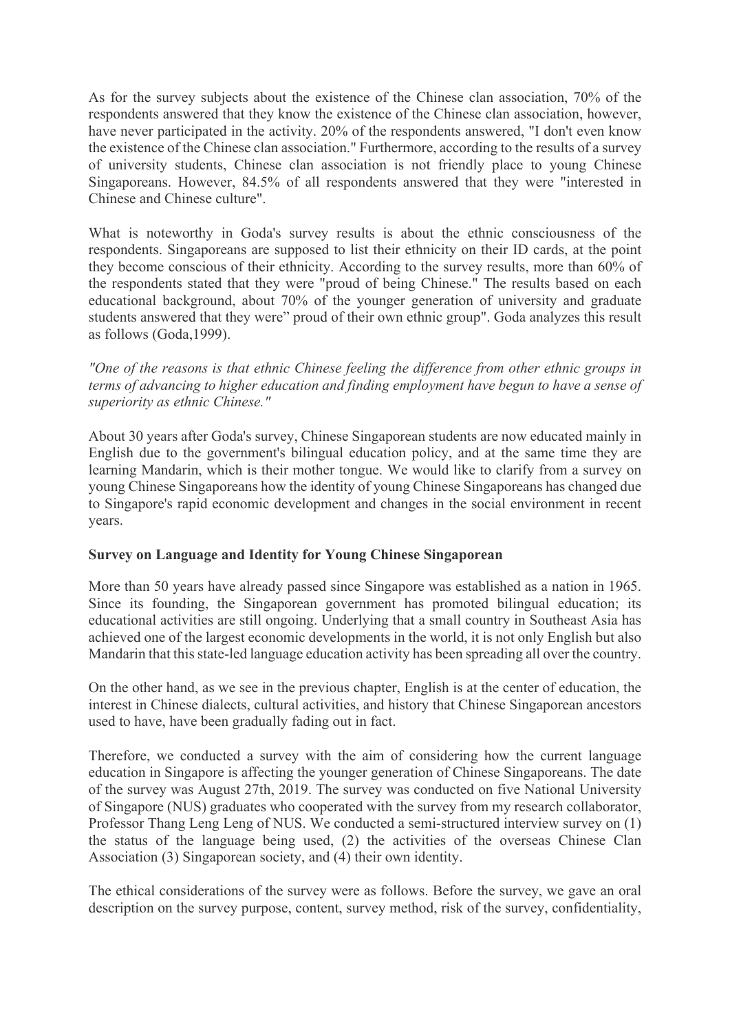As for the survey subjects about the existence of the Chinese clan association, 70% of the respondents answered that they know the existence of the Chinese clan association, however, have never participated in the activity. 20% of the respondents answered, "I don't even know the existence of the Chinese clan association." Furthermore, according to the results of a survey of university students, Chinese clan association is not friendly place to young Chinese Singaporeans. However, 84.5% of all respondents answered that they were "interested in Chinese and Chinese culture".

What is noteworthy in Goda's survey results is about the ethnic consciousness of the respondents. Singaporeans are supposed to list their ethnicity on their ID cards, at the point they become conscious of their ethnicity. According to the survey results, more than 60% of the respondents stated that they were "proud of being Chinese." The results based on each educational background, about 70% of the younger generation of university and graduate students answered that they were" proud of their own ethnic group". Goda analyzes this result as follows (Goda,1999).

*"One of the reasons is that ethnic Chinese feeling the difference from other ethnic groups in terms of advancing to higher education and finding employment have begun to have a sense of superiority as ethnic Chinese."*

About 30 years after Goda's survey, Chinese Singaporean students are now educated mainly in English due to the government's bilingual education policy, and at the same time they are learning Mandarin, which is their mother tongue. We would like to clarify from a survey on young Chinese Singaporeans how the identity of young Chinese Singaporeans has changed due to Singapore's rapid economic development and changes in the social environment in recent years.

**Survey on Language and Identity for Young Chinese Singaporean**

More than 50 years have already passed since Singapore was established as a nation in 1965. Since its founding, the Singaporean government has promoted bilingual education; its educational activities are still ongoing. Underlying that a small country in Southeast Asia has achieved one of the largest economic developments in the world, it is not only English but also Mandarin that this state-led language education activity has been spreading all over the country.

On the other hand, as we see in the previous chapter, English is at the center of education, the interest in Chinese dialects, cultural activities, and history that Chinese Singaporean ancestors used to have, have been gradually fading out in fact.

Therefore, we conducted a survey with the aim of considering how the current language education in Singapore is affecting the younger generation of Chinese Singaporeans. The date of the survey was August 27th, 2019. The survey was conducted on five National University of Singapore (NUS) graduates who cooperated with the survey from my research collaborator, Professor Thang Leng Leng of NUS. We conducted a semi-structured interview survey on (1) the status of the language being used, (2) the activities of the overseas Chinese Clan Association (3) Singaporean society, and (4) their own identity.

The ethical considerations of the survey were as follows. Before the survey, we gave an oral description on the survey purpose, content, survey method, risk of the survey, confidentiality,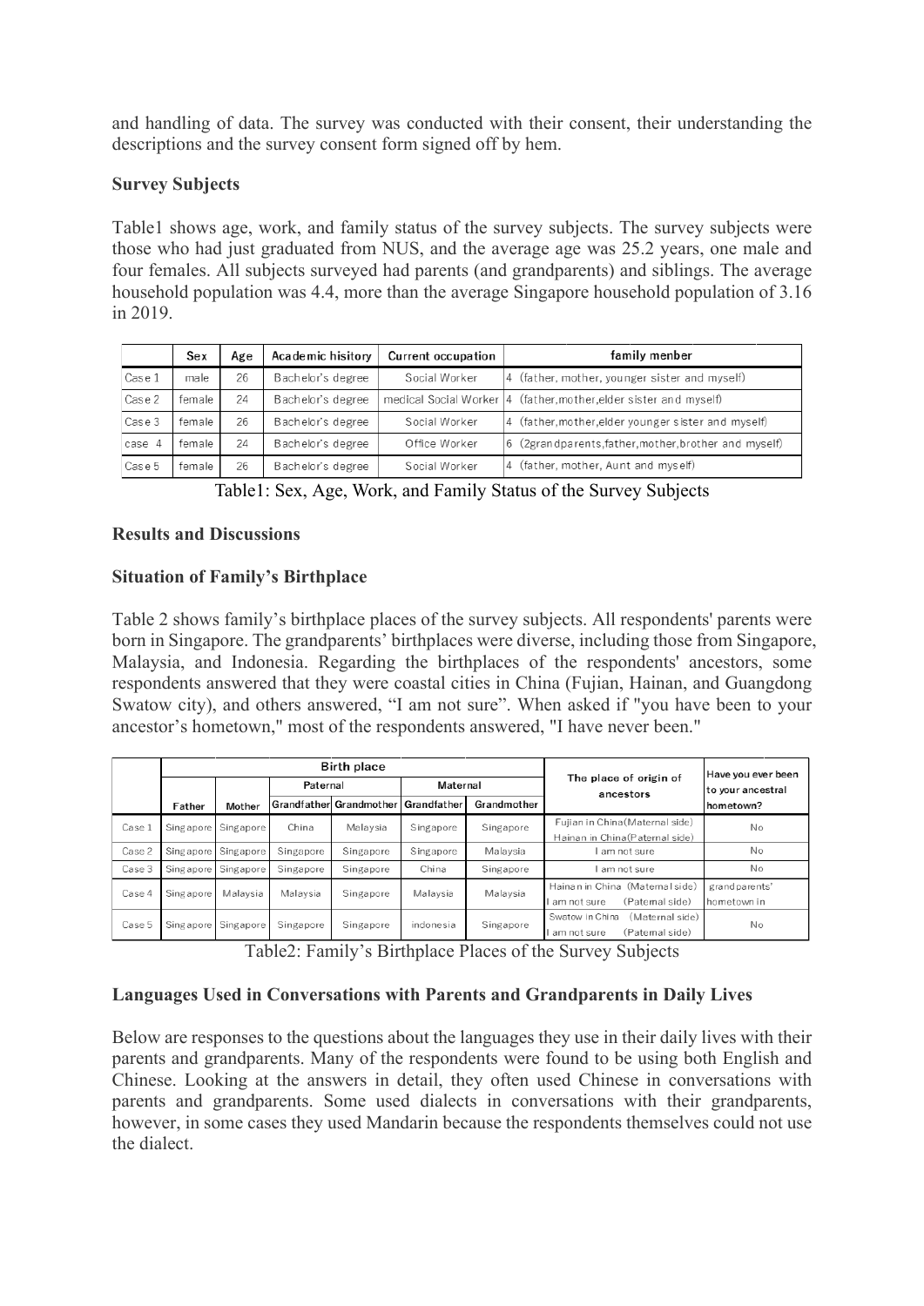and handling of data. The survey was conducted with their consent, their understanding the descriptions and the survey consent form signed off by hem.

**Survey Subjects**

Table1 shows age, work, and family status of the survey subjects. The survey subjects were those who had just graduated from NUS, and the average age was 25.2 years, one male and four females. All subjects surveyed had parents (and grandparents) and siblings. The average household population was 4.4, more than the average Singapore household population of 3.16 in 2019.

| | Sex | Age | Academic hisitory | Current occupation | family menber |
|---|---|---|---|---|---|
| Case 1 | male | 26 | Bachelor's degree | Social Worker | 4 (father, mother, younger sister and myself) |
| Case 2 | female | 24 | Bachelor's degree | medical Social Worker | 4 (father,mother,elder sister and myself) |
| Case 3 | female | 26 | Bachelor's degree | Social Worker | 4 (father,mother,elder younger sister and myself) |
| case 4 | female | 24 | Bachelor's degree | Office Worker | 6 (2grandparents,father,mother,brother and myself) |
| Case 5 | female | 26 | Bachelor's degree | Social Worker | 4 (father, mother, Aunt and myself) |

Table1: Sex, Age, Work, and Family Status of the Survey Subjects

**Results and Discussions**

**Situation of Family's Birthplace**

Table 2 shows family's birthplace places of the survey subjects. All respondents' parents were born in Singapore. The grandparents' birthplaces were diverse, including those from Singapore, Malaysia, and Indonesia. Regarding the birthplaces of the respondents' ancestors, some respondents answered that they were coastal cities in China (Fujian, Hainan, and Guangdong Swatow city), and others answered, "I am not sure". When asked if "you have been to your ancestor's hometown," most of the respondents answered, "I have never been."

| | Birth place | | | | | | The place of origin of ancestors | Have you ever been to your ancestral hometown? |
|---|---|---|---|---|---|---|---|---|
| | | | Paternal | | Maternal | | | |
| | Father | Mother | Grandfather | Grandmother | Grandfather | Grandmother | | |
| Case 1 | Singapore | Singapore | China | Malaysia | Singapore | Singapore | Fujian in China(Maternal side) Hainan in China(Paternal side) | No |
| Case 2 | Singapore | Singapore | Singapore | Singapore | Singapore | Malaysia | I am not sure | No |
| Case 3 | Singapore | Singapore | Singapore | Singapore | China | Singapore | I am not sure | No |
| Case 4 | Singapore | Malaysia | Malaysia | Singapore | Malaysia | Malaysia | Hainan in China (Maternal side) I am not sure (Paternal side) | grandparents' hometown in |
| Case 5 | Singapore | Singapore | Singapore | Singapore | indonesia | Singapore | Swatow in China (Maternal side) I am not sure (Paternal side) | No |

Table2: Family's Birthplace Places of the Survey Subjects

**Languages Used in Conversations with Parents and Grandparents in Daily Lives**

Below are responses to the questions about the languages they use in their daily lives with their parents and grandparents. Many of the respondents were found to be using both English and Chinese. Looking at the answers in detail, they often used Chinese in conversations with parents and grandparents. Some used dialects in conversations with their grandparents, however, in some cases they used Mandarin because the respondents themselves could not use the dialect.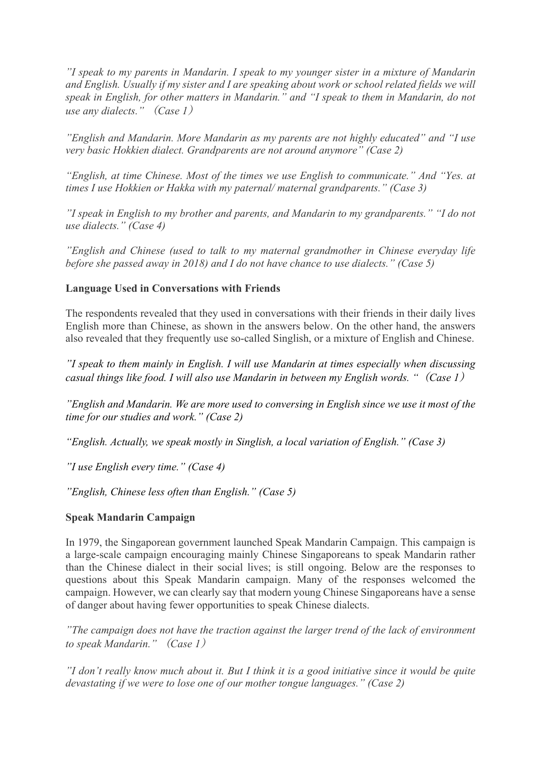*"I speak to my parents in Mandarin. I speak to my younger sister in a mixture of Mandarin and English. Usually if my sister and I are speaking about work or school related fields we will speak in English, for other matters in Mandarin." and "I speak to them in Mandarin, do not use any dialects."*（*Case 1*）

*"English and Mandarin. More Mandarin as my parents are not highly educated" and "I use very basic Hokkien dialect. Grandparents are not around anymore" (Case 2)*

*"English, at time Chinese. Most of the times we use English to communicate." And "Yes. at times I use Hokkien or Hakka with my paternal/ maternal grandparents." (Case 3)*

*"I speak in English to my brother and parents, and Mandarin to my grandparents." "I do not use dialects." (Case 4)*

*"English and Chinese (used to talk to my maternal grandmother in Chinese everyday life before she passed away in 2018) and I do not have chance to use dialects." (Case 5)*

**Language Used in Conversations with Friends**

The respondents revealed that they used in conversations with their friends in their daily lives English more than Chinese, as shown in the answers below. On the other hand, the answers also revealed that they frequently use so-called Singlish, or a mixture of English and Chinese.

*"I speak to them mainly in English. I will use Mandarin at times especially when discussing casual things like food. I will also use Mandarin in between my English words. "*（*Case 1*）

*"English and Mandarin. We are more used to conversing in English since we use it most of the time for our studies and work." (Case 2)*

*"English. Actually, we speak mostly in Singlish, a local variation of English." (Case 3)*

*"I use English every time." (Case 4)*

*"English, Chinese less often than English." (Case 5)*

**Speak Mandarin Campaign**

In 1979, the Singaporean government launched Speak Mandarin Campaign. This campaign is a large-scale campaign encouraging mainly Chinese Singaporeans to speak Mandarin rather than the Chinese dialect in their social lives; is still ongoing. Below are the responses to questions about this Speak Mandarin campaign. Many of the responses welcomed the campaign. However, we can clearly say that modern young Chinese Singaporeans have a sense of danger about having fewer opportunities to speak Chinese dialects.

*"The campaign does not have the traction against the larger trend of the lack of environment to speak Mandarin."*（*Case 1*）

*"I don't really know much about it. But I think it is a good initiative since it would be quite devastating if we were to lose one of our mother tongue languages." (Case 2)*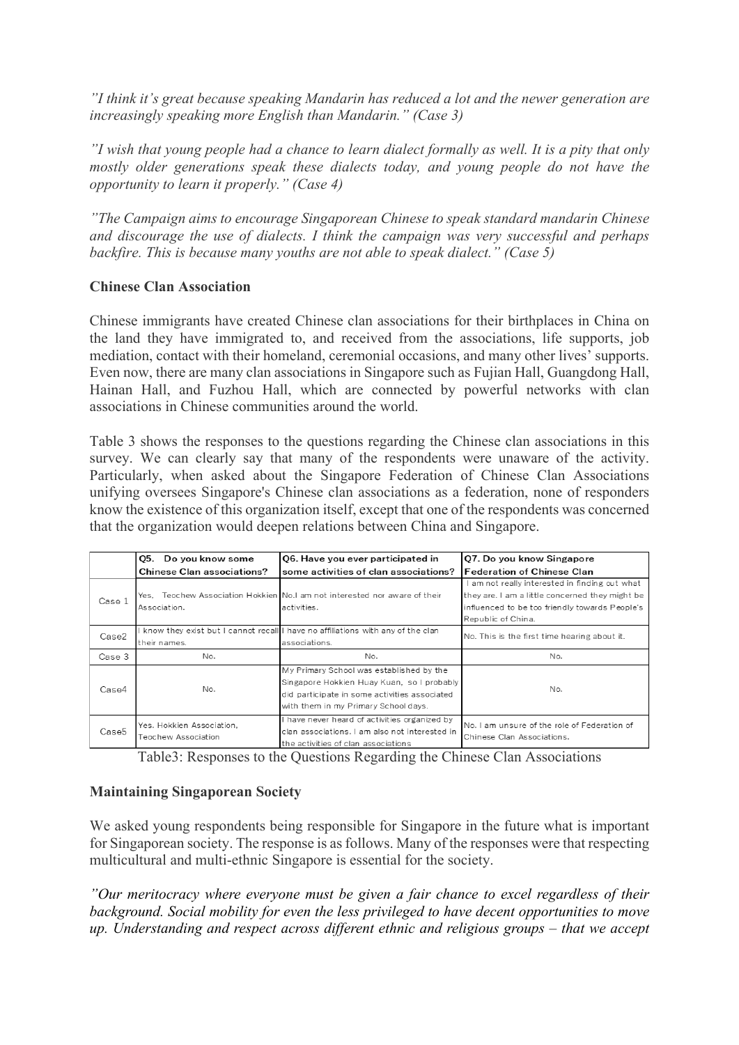*"I think it's great because speaking Mandarin has reduced a lot and the newer generation are increasingly speaking more English than Mandarin." (Case 3)*

*"I wish that young people had a chance to learn dialect formally as well. It is a pity that only mostly older generations speak these dialects today, and young people do not have the opportunity to learn it properly." (Case 4)*

*"The Campaign aims to encourage Singaporean Chinese to speak standard mandarin Chinese and discourage the use of dialects. I think the campaign was very successful and perhaps backfire. This is because many youths are not able to speak dialect." (Case 5)*

**Chinese Clan Association**

Chinese immigrants have created Chinese clan associations for their birthplaces in China on the land they have immigrated to, and received from the associations, life supports, job mediation, contact with their homeland, ceremonial occasions, and many other lives' supports. Even now, there are many clan associations in Singapore such as Fujian Hall, Guangdong Hall, Hainan Hall, and Fuzhou Hall, which are connected by powerful networks with clan associations in Chinese communities around the world.

Table 3 shows the responses to the questions regarding the Chinese clan associations in this survey. We can clearly say that many of the respondents were unaware of the activity. Particularly, when asked about the Singapore Federation of Chinese Clan Associations unifying oversees Singapore's Chinese clan associations as a federation, none of responders know the existence of this organization itself, except that one of the respondents was concerned that the organization would deepen relations between China and Singapore.

| | Q5. Do you know some Chinese Clan associations? | Q6. Have you ever participated in some activities of clan associations? | Q7. Do you know Singapore Federation of Chinese Clan |
|---|---|---|---|
| Case 1 | Yes, Teochew Association Hokkien Association. | No.I am not interested nor aware of their activities. | I am not really interested in finding out what they are. I am a little concerned they might be influenced to be too friendly towards People's Republic of China. |
| Case2 | I know they exist but I cannot recall their names. | I have no affiliations with any of the clan associations. | No. This is the first time hearing about it. |
| Case 3 | No. | No. | No. |
| Case4 | No. | My Primary School was established by the Singapore Hokkien Huay Kuan, so I probably did participate in some activities associated with them in my Primary School days. | No. |
| Case5 | Yes. Hokkien Association, Teochew Association | I have never heard of activities organized by clan associations. I am also not interested in the activities of clan associations | No. I am unsure of the role of Federation of Chinese Clan Associations. |

Table3: Responses to the Questions Regarding the Chinese Clan Associations

**Maintaining Singaporean Society**

We asked young respondents being responsible for Singapore in the future what is important for Singaporean society. The response is as follows. Many of the responses were that respecting multicultural and multi-ethnic Singapore is essential for the society.

*"Our meritocracy where everyone must be given a fair chance to excel regardless of their background. Social mobility for even the less privileged to have decent opportunities to move up. Understanding and respect across different ethnic and religious groups – that we accept*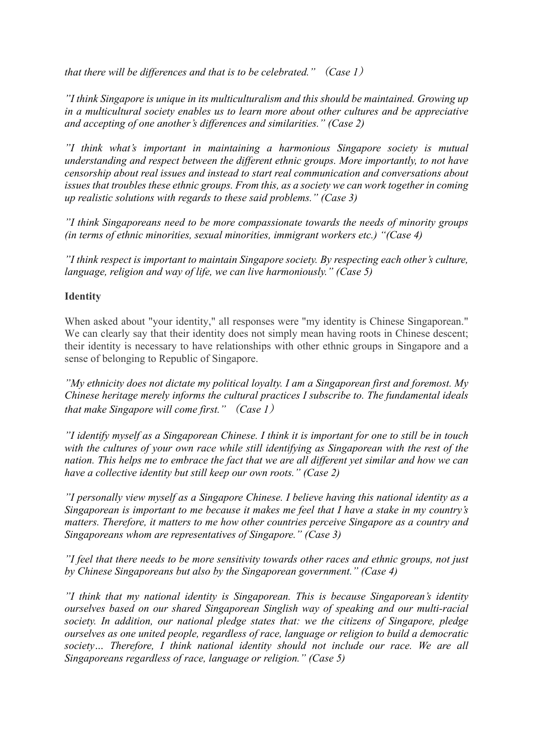*that there will be differences and that is to be celebrated.” （Case 1）*

*”I think Singapore is unique in its multiculturalism and this should be maintained. Growing up in a multicultural society enables us to learn more about other cultures and be appreciative and accepting of one another’s differences and similarities.” (Case 2)*

*”I think what’s important in maintaining a harmonious Singapore society is mutual understanding and respect between the different ethnic groups. More importantly, to not have censorship about real issues and instead to start real communication and conversations about issues that troubles these ethnic groups. From this, as a society we can work together in coming up realistic solutions with regards to these said problems.” (Case 3)*

*”I think Singaporeans need to be more compassionate towards the needs of minority groups (in terms of ethnic minorities, sexual minorities, immigrant workers etc.) “(Case 4)*

*”I think respect is important to maintain Singapore society. By respecting each other’s culture, language, religion and way of life, we can live harmoniously.” (Case 5)*

**Identity**

When asked about "your identity," all responses were "my identity is Chinese Singaporean." We can clearly say that their identity does not simply mean having roots in Chinese descent; their identity is necessary to have relationships with other ethnic groups in Singapore and a sense of belonging to Republic of Singapore.

*”My ethnicity does not dictate my political loyalty. I am a Singaporean first and foremost. My Chinese heritage merely informs the cultural practices I subscribe to. The fundamental ideals that make Singapore will come first.” （Case 1）*

*”I identify myself as a Singaporean Chinese. I think it is important for one to still be in touch with the cultures of your own race while still identifying as Singaporean with the rest of the nation. This helps me to embrace the fact that we are all different yet similar and how we can have a collective identity but still keep our own roots.” (Case 2)*

*”I personally view myself as a Singapore Chinese. I believe having this national identity as a Singaporean is important to me because it makes me feel that I have a stake in my country’s matters. Therefore, it matters to me how other countries perceive Singapore as a country and Singaporeans whom are representatives of Singapore.” (Case 3)*

*”I feel that there needs to be more sensitivity towards other races and ethnic groups, not just by Chinese Singaporeans but also by the Singaporean government.” (Case 4)*

*”I think that my national identity is Singaporean. This is because Singaporean’s identity ourselves based on our shared Singaporean Singlish way of speaking and our multi-racial society. In addition, our national pledge states that: we the citizens of Singapore, pledge ourselves as one united people, regardless of race, language or religion to build a democratic society… Therefore, I think national identity should not include our race. We are all Singaporeans regardless of race, language or religion.” (Case 5)*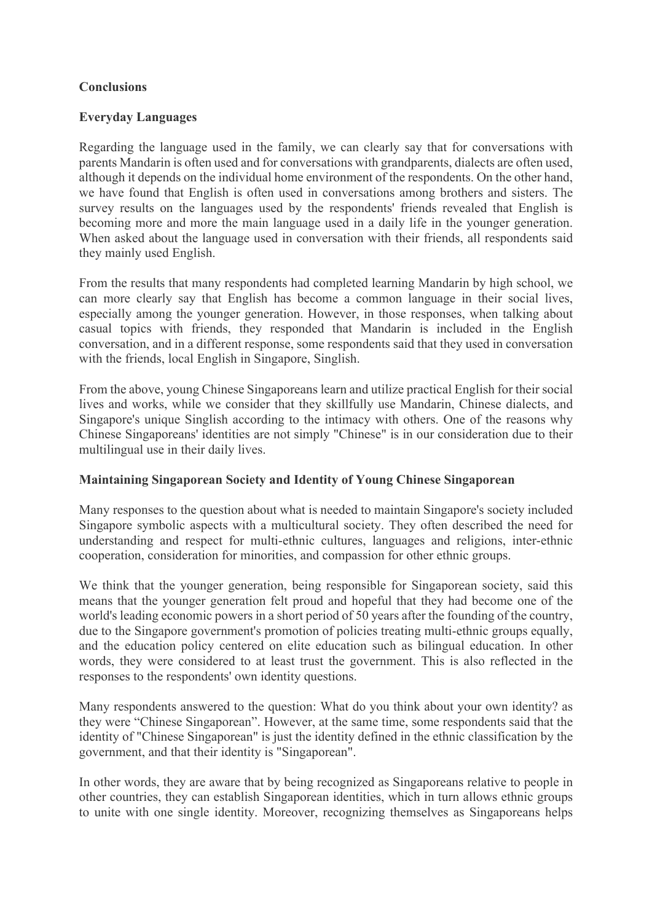## Conclusions

### Everyday Languages

Regarding the language used in the family, we can clearly say that for conversations with parents Mandarin is often used and for conversations with grandparents, dialects are often used, although it depends on the individual home environment of the respondents. On the other hand, we have found that English is often used in conversations among brothers and sisters. The survey results on the languages used by the respondents' friends revealed that English is becoming more and more the main language used in a daily life in the younger generation. When asked about the language used in conversation with their friends, all respondents said they mainly used English.

From the results that many respondents had completed learning Mandarin by high school, we can more clearly say that English has become a common language in their social lives, especially among the younger generation. However, in those responses, when talking about casual topics with friends, they responded that Mandarin is included in the English conversation, and in a different response, some respondents said that they used in conversation with the friends, local English in Singapore, Singlish.

From the above, young Chinese Singaporeans learn and utilize practical English for their social lives and works, while we consider that they skillfully use Mandarin, Chinese dialects, and Singapore's unique Singlish according to the intimacy with others. One of the reasons why Chinese Singaporeans' identities are not simply "Chinese" is in our consideration due to their multilingual use in their daily lives.

### Maintaining Singaporean Society and Identity of Young Chinese Singaporean

Many responses to the question about what is needed to maintain Singapore's society included Singapore symbolic aspects with a multicultural society. They often described the need for understanding and respect for multi-ethnic cultures, languages and religions, inter-ethnic cooperation, consideration for minorities, and compassion for other ethnic groups.

We think that the younger generation, being responsible for Singaporean society, said this means that the younger generation felt proud and hopeful that they had become one of the world's leading economic powers in a short period of 50 years after the founding of the country, due to the Singapore government's promotion of policies treating multi-ethnic groups equally, and the education policy centered on elite education such as bilingual education. In other words, they were considered to at least trust the government. This is also reflected in the responses to the respondents' own identity questions.

Many respondents answered to the question: What do you think about your own identity? as they were "Chinese Singaporean". However, at the same time, some respondents said that the identity of "Chinese Singaporean" is just the identity defined in the ethnic classification by the government, and that their identity is "Singaporean".

In other words, they are aware that by being recognized as Singaporeans relative to people in other countries, they can establish Singaporean identities, which in turn allows ethnic groups to unite with one single identity. Moreover, recognizing themselves as Singaporeans helps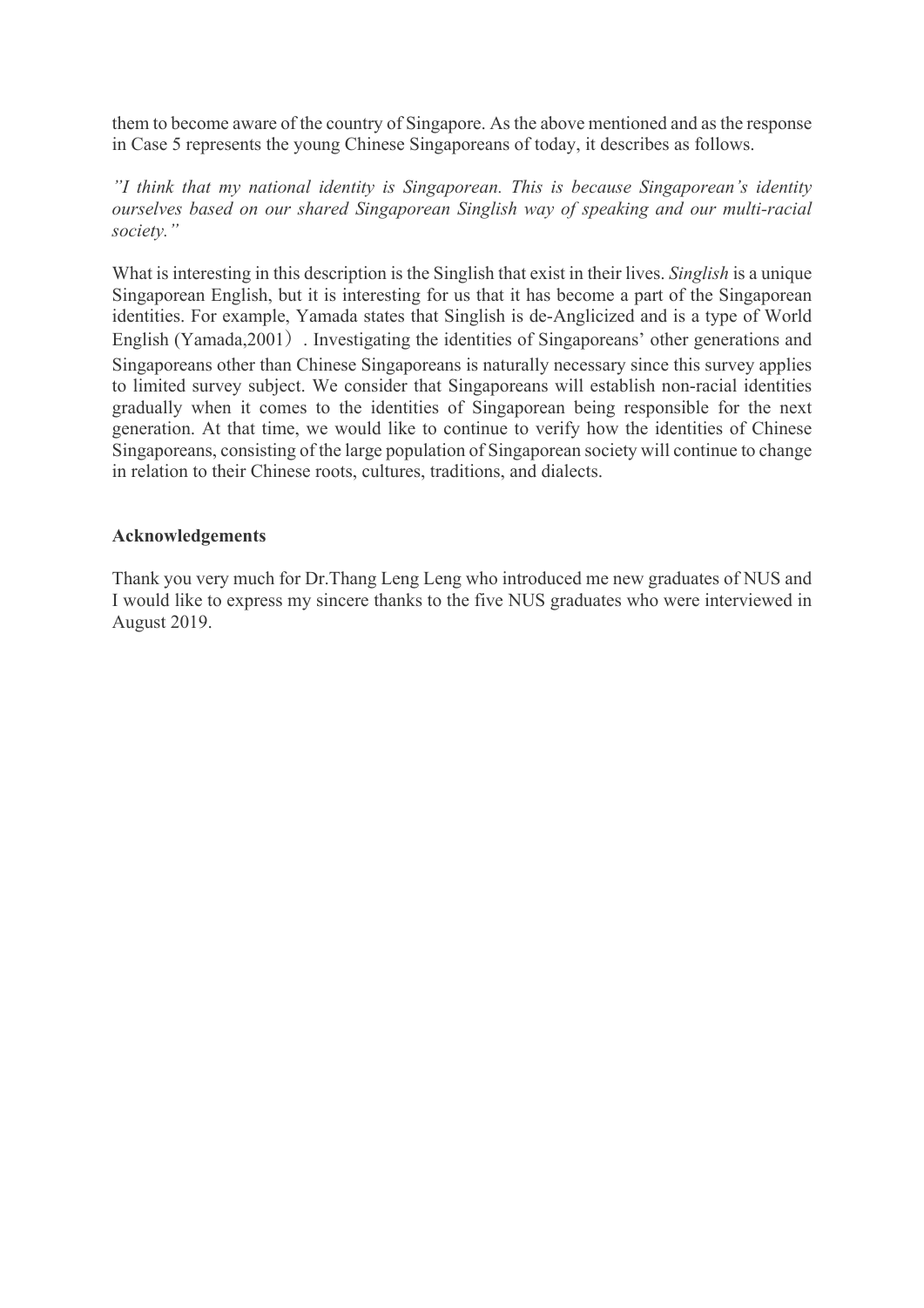them to become aware of the country of Singapore. As the above mentioned and as the response in Case 5 represents the young Chinese Singaporeans of today, it describes as follows.

*"I think that my national identity is Singaporean. This is because Singaporean's identity ourselves based on our shared Singaporean Singlish way of speaking and our multi-racial society."*

What is interesting in this description is the Singlish that exist in their lives. *Singlish* is a unique Singaporean English, but it is interesting for us that it has become a part of the Singaporean identities. For example, Yamada states that Singlish is de-Anglicized and is a type of World English (Yamada,2001）. Investigating the identities of Singaporeans' other generations and Singaporeans other than Chinese Singaporeans is naturally necessary since this survey applies to limited survey subject. We consider that Singaporeans will establish non-racial identities gradually when it comes to the identities of Singaporean being responsible for the next generation. At that time, we would like to continue to verify how the identities of Chinese Singaporeans, consisting of the large population of Singaporean society will continue to change in relation to their Chinese roots, cultures, traditions, and dialects.

**Acknowledgements**

Thank you very much for Dr.Thang Leng Leng who introduced me new graduates of NUS and I would like to express my sincere thanks to the five NUS graduates who were interviewed in August 2019.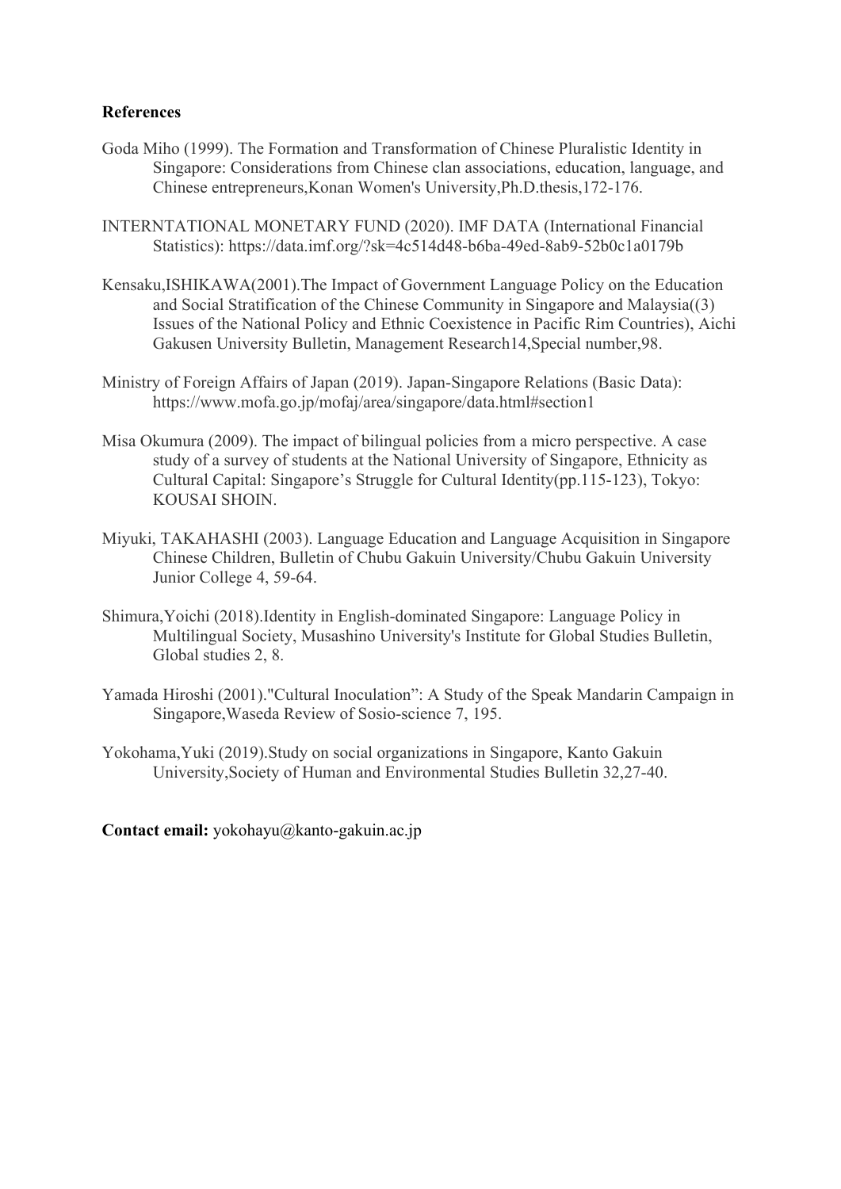**References**

Goda Miho (1999). The Formation and Transformation of Chinese Pluralistic Identity in Singapore: Considerations from Chinese clan associations, education, language, and Chinese entrepreneurs,Konan Women's University,Ph.D.thesis,172-176.

INTERNTATIONAL MONETARY FUND (2020). IMF DATA (International Financial Statistics): https://data.imf.org/?sk=4c514d48-b6ba-49ed-8ab9-52b0c1a0179b

Kensaku,ISHIKAWA(2001).The Impact of Government Language Policy on the Education and Social Stratification of the Chinese Community in Singapore and Malaysia((3) Issues of the National Policy and Ethnic Coexistence in Pacific Rim Countries), Aichi Gakusen University Bulletin, Management Research14,Special number,98.

Ministry of Foreign Affairs of Japan (2019). Japan-Singapore Relations (Basic Data): https://www.mofa.go.jp/mofaj/area/singapore/data.html#section1

Misa Okumura (2009). The impact of bilingual policies from a micro perspective. A case study of a survey of students at the National University of Singapore, Ethnicity as Cultural Capital: Singapore's Struggle for Cultural Identity(pp.115-123), Tokyo: KOUSAI SHOIN.

Miyuki, TAKAHASHI (2003). Language Education and Language Acquisition in Singapore Chinese Children, Bulletin of Chubu Gakuin University/Chubu Gakuin University Junior College 4, 59-64.

Shimura,Yoichi (2018).Identity in English-dominated Singapore: Language Policy in Multilingual Society, Musashino University's Institute for Global Studies Bulletin, Global studies 2, 8.

Yamada Hiroshi (2001)."Cultural Inoculation": A Study of the Speak Mandarin Campaign in Singapore,Waseda Review of Sosio-science 7, 195.

Yokohama,Yuki (2019).Study on social organizations in Singapore, Kanto Gakuin University,Society of Human and Environmental Studies Bulletin 32,27-40.

**Contact email:** yokohayu@kanto-gakuin.ac.jp